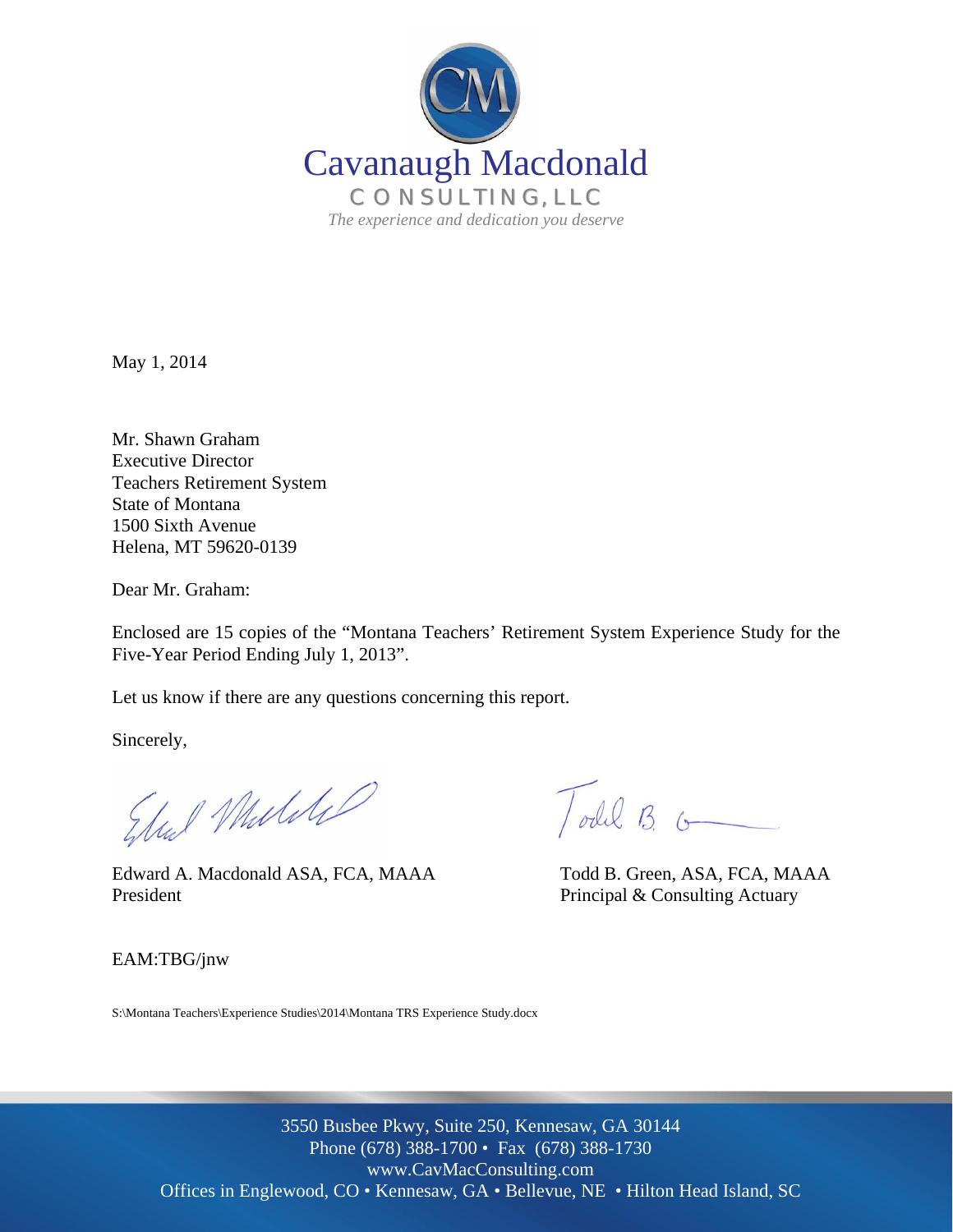Cavanaugh Macdonald

CONSULTING, LLC

*The experience and dedication you deserve*

May 1, 2014

Mr. Shawn Graham
Executive Director
Teachers Retirement System
State of Montana
1500 Sixth Avenue
Helena, MT 59620-0139

Dear Mr. Graham:

Enclosed are 15 copies of the "Montana Teachers' Retirement System Experience Study for the Five-Year Period Ending July 1, 2013".

Let us know if there are any questions concerning this report.

Sincerely,

Edward A. Macdonald ASA, FCA, MAAA
President

Todd B. Green, ASA, FCA, MAAA
Principal & Consulting Actuary

EAM:TBG/jnw

S:\Montana Teachers\Experience Studies\2014\Montana TRS Experience Study.docx

3550 Busbee Pkwy, Suite 250, Kennesaw, GA 30144
Phone (678) 388-1700 • Fax (678) 388-1730
www.CavMacConsulting.com
Offices in Englewood, CO • Kennesaw, GA • Bellevue, NE • Hilton Head Island, SC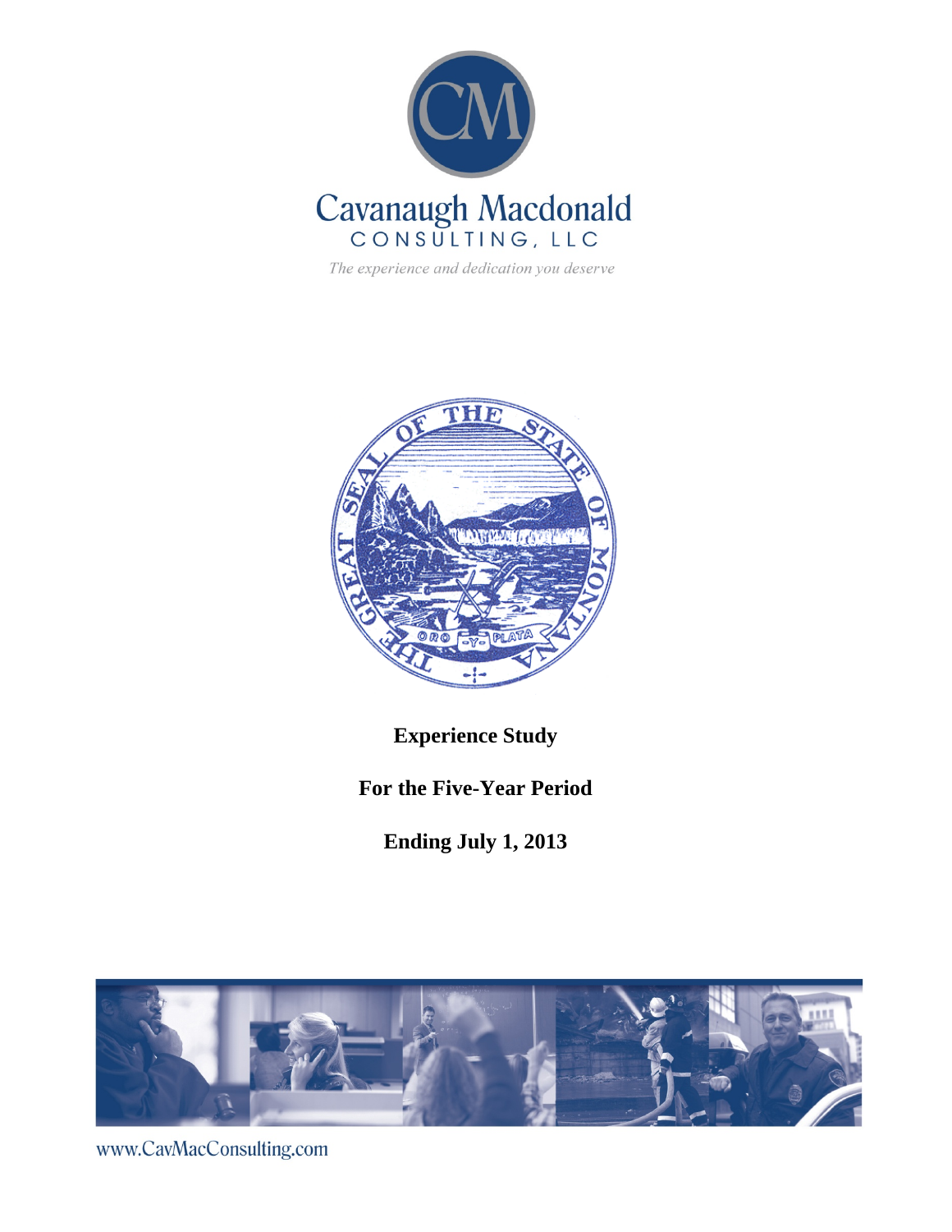Cavanaugh Macdonald

CONSULTING, LLC

*The experience and dedication you deserve*

**Experience Study**

**For the Five-Year Period**

**Ending July 1, 2013**

www.CavMacConsulting.com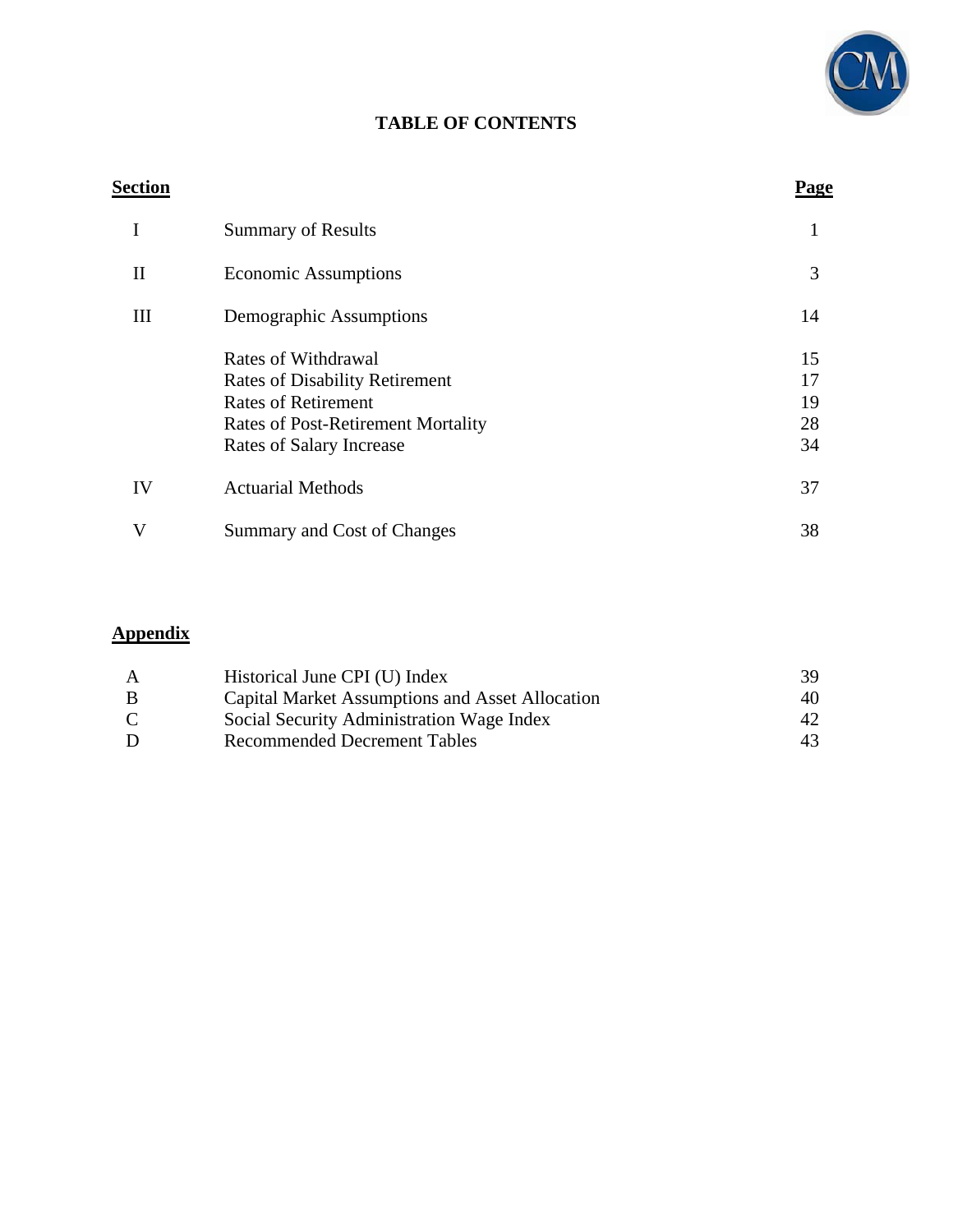# TABLE OF CONTENTS

| Section | | Page |
|---|---|---|
| I | Summary of Results | 1 |
| II | Economic Assumptions | 3 |
| III | Demographic Assumptions | 14 |
| | Rates of Withdrawal | 15 |
| | Rates of Disability Retirement | 17 |
| | Rates of Retirement | 19 |
| | Rates of Post-Retirement Mortality | 28 |
| | Rates of Salary Increase | 34 |
| IV | Actuarial Methods | 37 |
| V | Summary and Cost of Changes | 38 |

| Appendix | | |
|---|---|---|
| A | Historical June CPI (U) Index | 39 |
| B | Capital Market Assumptions and Asset Allocation | 40 |
| C | Social Security Administration Wage Index | 42 |
| D | Recommended Decrement Tables | 43 |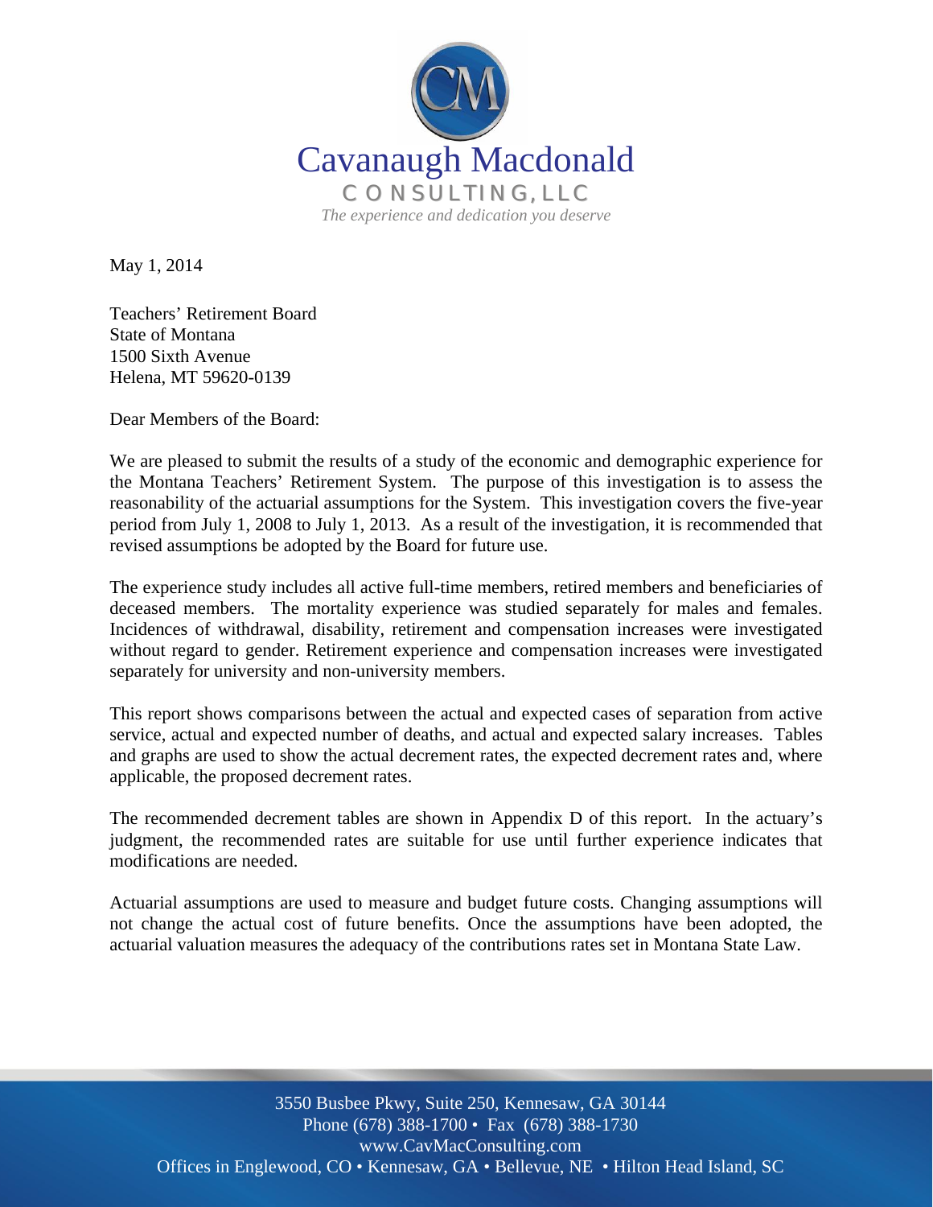Cavanaugh Macdonald

CONSULTING, LLC

*The experience and dedication you deserve*

May 1, 2014

Teachers' Retirement Board
State of Montana
1500 Sixth Avenue
Helena, MT 59620-0139

Dear Members of the Board:

We are pleased to submit the results of a study of the economic and demographic experience for the Montana Teachers' Retirement System. The purpose of this investigation is to assess the reasonability of the actuarial assumptions for the System. This investigation covers the five-year period from July 1, 2008 to July 1, 2013. As a result of the investigation, it is recommended that revised assumptions be adopted by the Board for future use.

The experience study includes all active full-time members, retired members and beneficiaries of deceased members. The mortality experience was studied separately for males and females. Incidences of withdrawal, disability, retirement and compensation increases were investigated without regard to gender. Retirement experience and compensation increases were investigated separately for university and non-university members.

This report shows comparisons between the actual and expected cases of separation from active service, actual and expected number of deaths, and actual and expected salary increases. Tables and graphs are used to show the actual decrement rates, the expected decrement rates and, where applicable, the proposed decrement rates.

The recommended decrement tables are shown in Appendix D of this report. In the actuary's judgment, the recommended rates are suitable for use until further experience indicates that modifications are needed.

Actuarial assumptions are used to measure and budget future costs. Changing assumptions will not change the actual cost of future benefits. Once the assumptions have been adopted, the actuarial valuation measures the adequacy of the contributions rates set in Montana State Law.

3550 Busbee Pkwy, Suite 250, Kennesaw, GA 30144
Phone (678) 388-1700 • Fax (678) 388-1730
www.CavMacConsulting.com
Offices in Englewood, CO • Kennesaw, GA • Bellevue, NE • Hilton Head Island, SC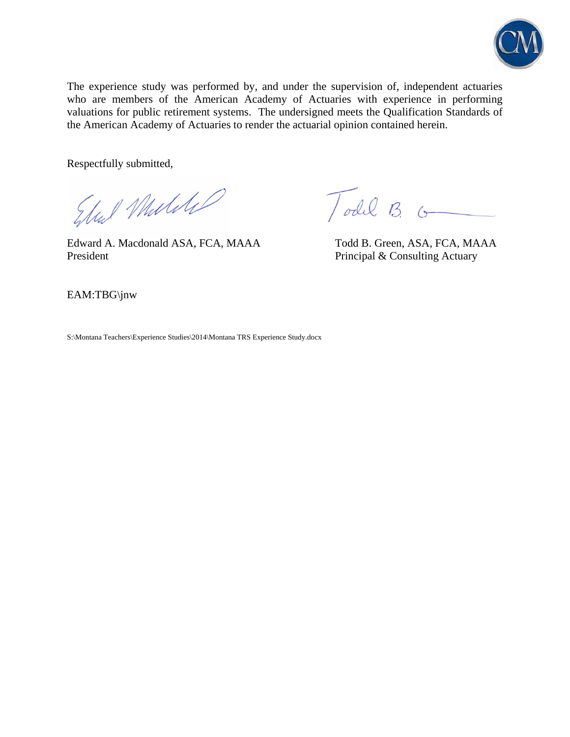The experience study was performed by, and under the supervision of, independent actuaries who are members of the American Academy of Actuaries with experience in performing valuations for public retirement systems. The undersigned meets the Qualification Standards of the American Academy of Actuaries to render the actuarial opinion contained herein.

Respectfully submitted,

| | |
|---|---|
| Edward A. Macdonald ASA, FCA, MAAA | Todd B. Green, ASA, FCA, MAAA |
| President | Principal & Consulting Actuary |

EAM:TBG\jnw

S:\Montana Teachers\Experience Studies\2014\Montana TRS Experience Study.docx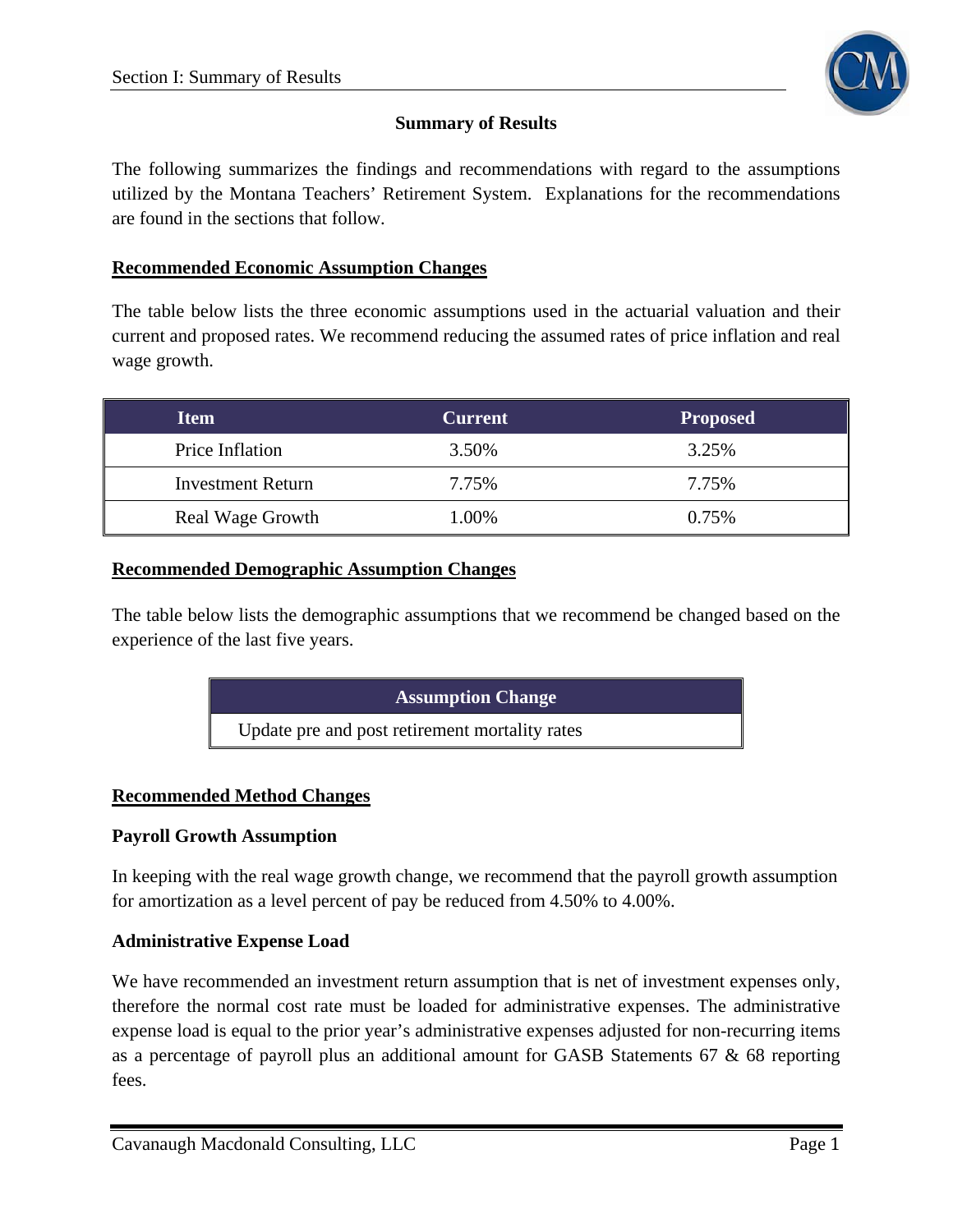## Summary of Results

The following summarizes the findings and recommendations with regard to the assumptions utilized by the Montana Teachers' Retirement System. Explanations for the recommendations are found in the sections that follow.

### Recommended Economic Assumption Changes

The table below lists the three economic assumptions used in the actuarial valuation and their current and proposed rates. We recommend reducing the assumed rates of price inflation and real wage growth.

| Item | Current | Proposed |
|---|---|---|
| Price Inflation | 3.50% | 3.25% |
| Investment Return | 7.75% | 7.75% |
| Real Wage Growth | 1.00% | 0.75% |

### Recommended Demographic Assumption Changes

The table below lists the demographic assumptions that we recommend be changed based on the experience of the last five years.

| Assumption Change |
|---|
| Update pre and post retirement mortality rates |

### Recommended Method Changes

**Payroll Growth Assumption**

In keeping with the real wage growth change, we recommend that the payroll growth assumption for amortization as a level percent of pay be reduced from 4.50% to 4.00%.

**Administrative Expense Load**

We have recommended an investment return assumption that is net of investment expenses only, therefore the normal cost rate must be loaded for administrative expenses. The administrative expense load is equal to the prior year's administrative expenses adjusted for non-recurring items as a percentage of payroll plus an additional amount for GASB Statements 67 & 68 reporting fees.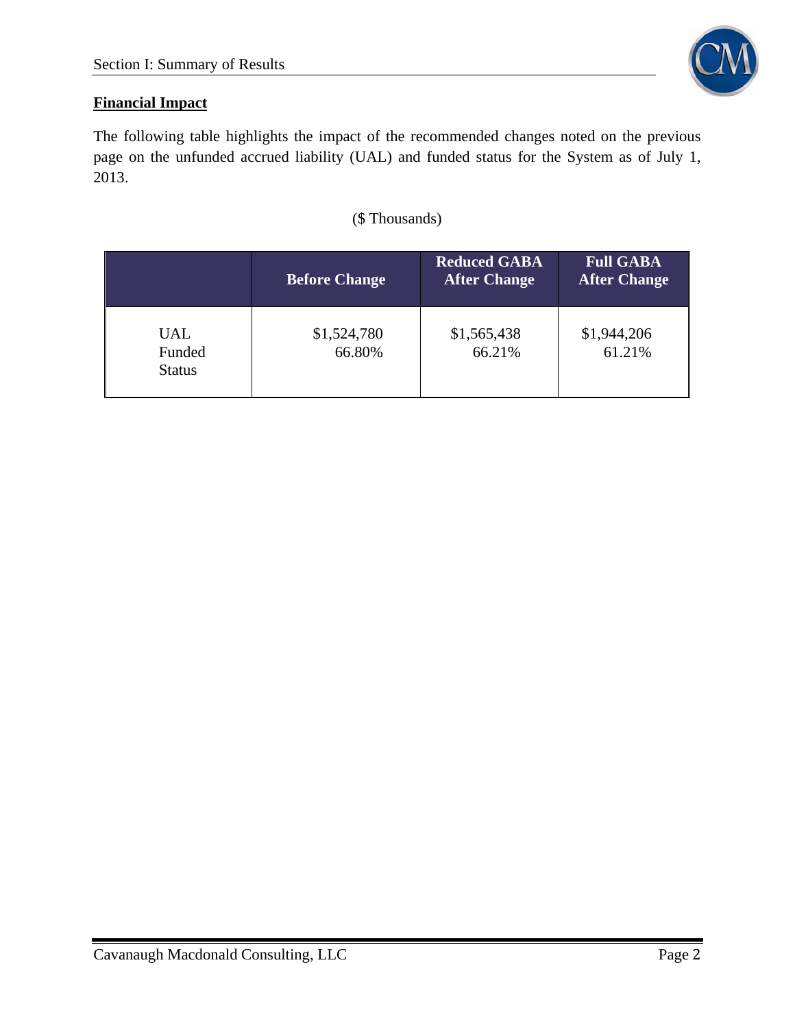## Financial Impact

The following table highlights the impact of the recommended changes noted on the previous page on the unfunded accrued liability (UAL) and funded status for the System as of July 1, 2013.

($ Thousands)

| | Before Change | Reduced GABA After Change | Full GABA After Change |
|---|---|---|---|
| UAL | $1,524,780 | $1,565,438 | $1,944,206 |
| Funded Status | 66.80% | 66.21% | 61.21% |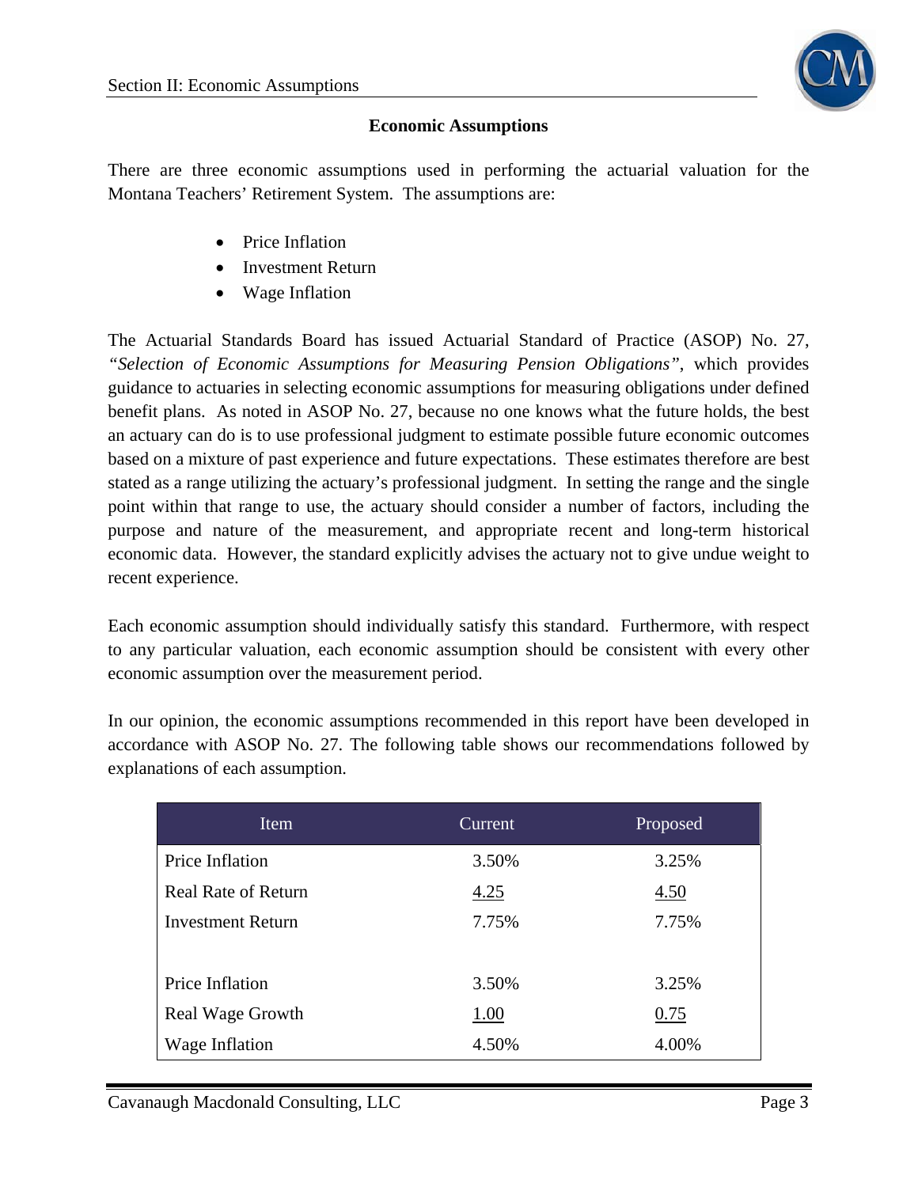## Economic Assumptions

There are three economic assumptions used in performing the actuarial valuation for the Montana Teachers' Retirement System. The assumptions are:

- Price Inflation
- Investment Return
- Wage Inflation

The Actuarial Standards Board has issued Actuarial Standard of Practice (ASOP) No. 27, *"Selection of Economic Assumptions for Measuring Pension Obligations"*, which provides guidance to actuaries in selecting economic assumptions for measuring obligations under defined benefit plans. As noted in ASOP No. 27, because no one knows what the future holds, the best an actuary can do is to use professional judgment to estimate possible future economic outcomes based on a mixture of past experience and future expectations. These estimates therefore are best stated as a range utilizing the actuary's professional judgment. In setting the range and the single point within that range to use, the actuary should consider a number of factors, including the purpose and nature of the measurement, and appropriate recent and long-term historical economic data. However, the standard explicitly advises the actuary not to give undue weight to recent experience.

Each economic assumption should individually satisfy this standard. Furthermore, with respect to any particular valuation, each economic assumption should be consistent with every other economic assumption over the measurement period.

In our opinion, the economic assumptions recommended in this report have been developed in accordance with ASOP No. 27. The following table shows our recommendations followed by explanations of each assumption.

| Item | Current | Proposed |
|---|---|---|
| Price Inflation | 3.50% | 3.25% |
| Real Rate of Return | 4.25 | 4.50 |
| Investment Return | 7.75% | 7.75% |
| | | |
| Price Inflation | 3.50% | 3.25% |
| Real Wage Growth | 1.00 | 0.75 |
| Wage Inflation | 4.50% | 4.00% |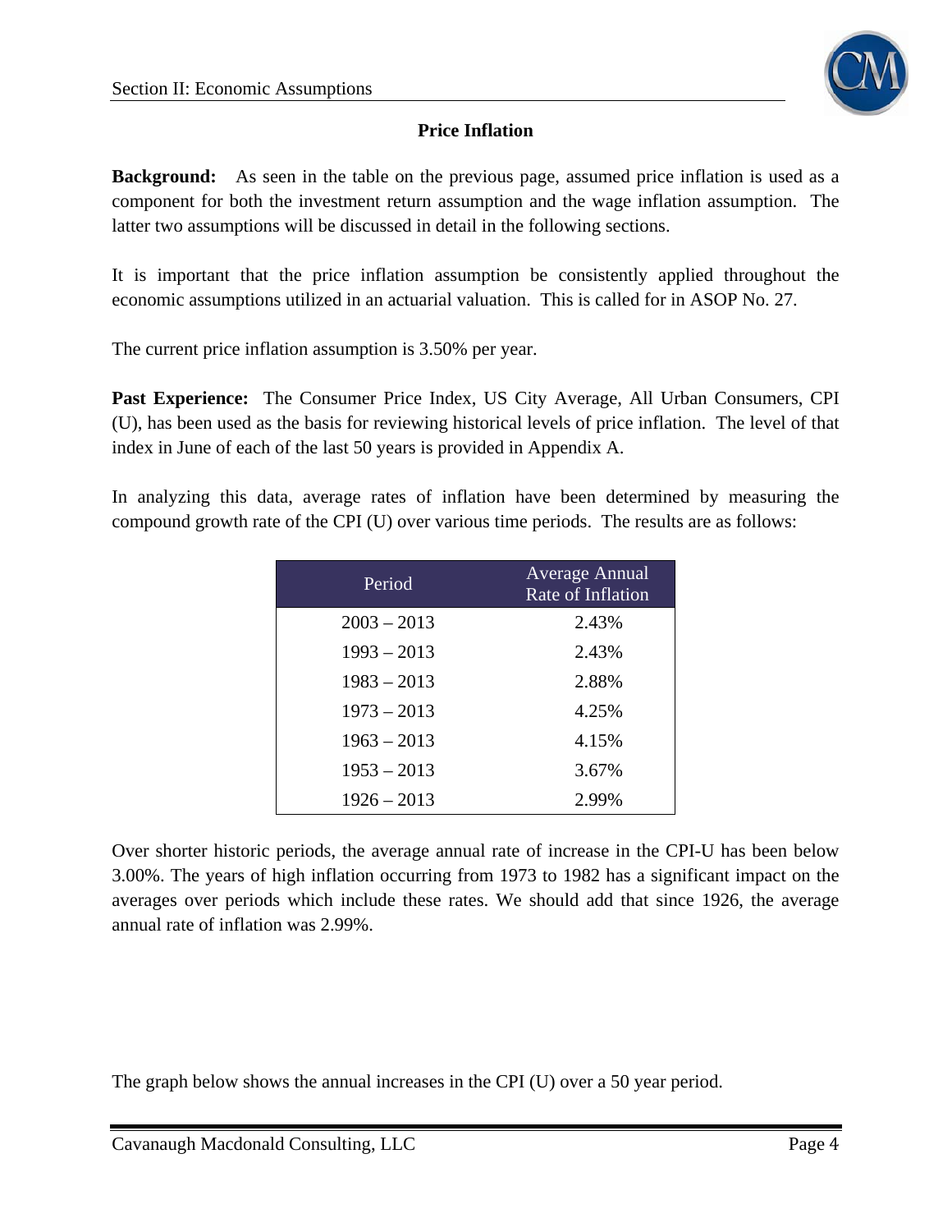## Price Inflation

**Background:** As seen in the table on the previous page, assumed price inflation is used as a component for both the investment return assumption and the wage inflation assumption. The latter two assumptions will be discussed in detail in the following sections.

It is important that the price inflation assumption be consistently applied throughout the economic assumptions utilized in an actuarial valuation. This is called for in ASOP No. 27.

The current price inflation assumption is 3.50% per year.

**Past Experience:** The Consumer Price Index, US City Average, All Urban Consumers, CPI (U), has been used as the basis for reviewing historical levels of price inflation. The level of that index in June of each of the last 50 years is provided in Appendix A.

In analyzing this data, average rates of inflation have been determined by measuring the compound growth rate of the CPI (U) over various time periods. The results are as follows:

| Period | Average Annual Rate of Inflation |
|---|---|
| 2003 – 2013 | 2.43% |
| 1993 – 2013 | 2.43% |
| 1983 – 2013 | 2.88% |
| 1973 – 2013 | 4.25% |
| 1963 – 2013 | 4.15% |
| 1953 – 2013 | 3.67% |
| 1926 – 2013 | 2.99% |

Over shorter historic periods, the average annual rate of increase in the CPI-U has been below 3.00%. The years of high inflation occurring from 1973 to 1982 has a significant impact on the averages over periods which include these rates. We should add that since 1926, the average annual rate of inflation was 2.99%.

The graph below shows the annual increases in the CPI (U) over a 50 year period.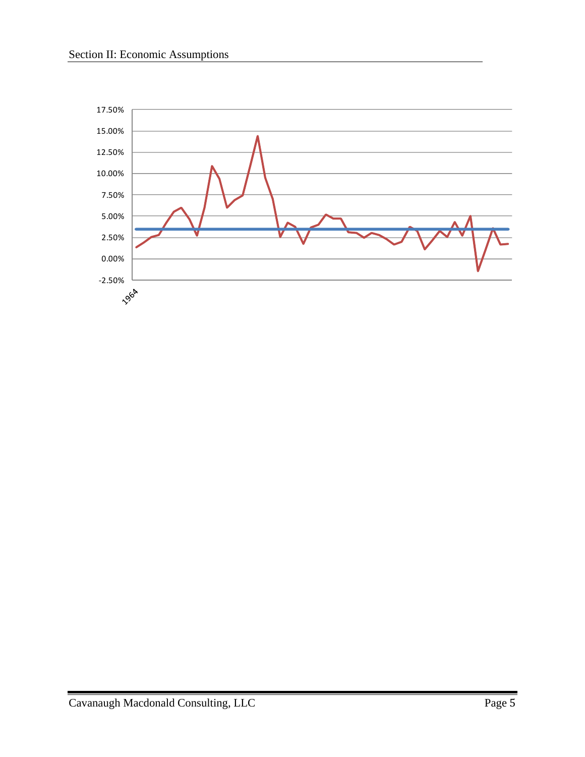17.50%
15.00%
12.50%
10.00%
7.50%
5.00%
2.50%
0.00%
-2.50%
1964